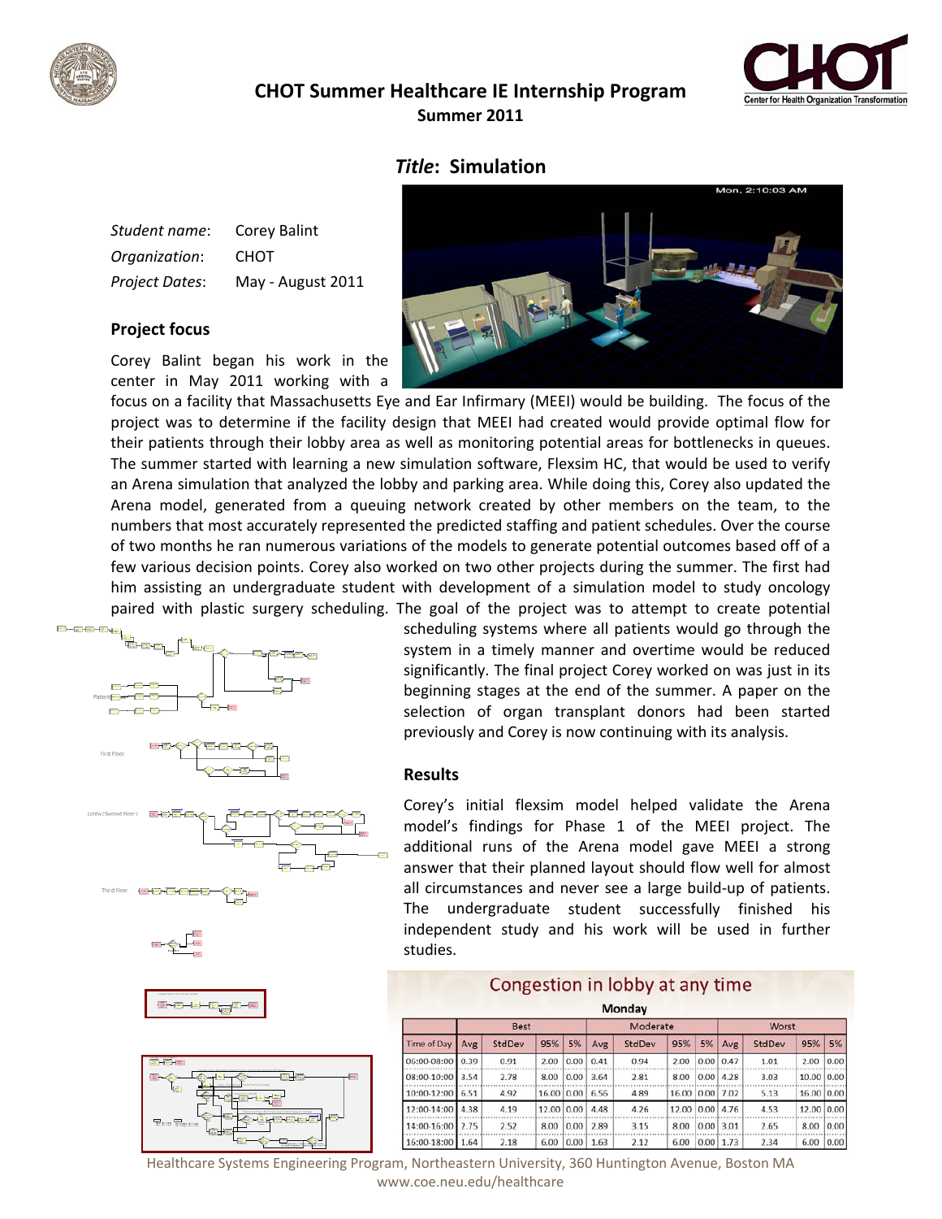# CHOT Summer Healthcare IE Internship Program

**Summer 2011**

## *Title*: Simulation

*Student name*: Corey Balint
*Organization*: CHOT
*Project Dates*: May - August 2011

### Project focus

Corey Balint began his work in the center in May 2011 working with a focus on a facility that Massachusetts Eye and Ear Infirmary (MEEI) would be building. The focus of the project was to determine if the facility design that MEEI had created would provide optimal flow for their patients through their lobby area as well as monitoring potential areas for bottlenecks in queues. The summer started with learning a new simulation software, Flexsim HC, that would be used to verify an Arena simulation that analyzed the lobby and parking area. While doing this, Corey also updated the Arena model, generated from a queuing network created by other members on the team, to the numbers that most accurately represented the predicted staffing and patient schedules. Over the course of two months he ran numerous variations of the models to generate potential outcomes based off of a few various decision points. Corey also worked on two other projects during the summer. The first had him assisting an undergraduate student with development of a simulation model to study oncology paired with plastic surgery scheduling. The goal of the project was to attempt to create potential scheduling systems where all patients would go through the system in a timely manner and overtime would be reduced significantly. The final project Corey worked on was just in its beginning stages at the end of the summer. A paper on the selection of organ transplant donors had been started previously and Corey is now continuing with its analysis.

### Results

Corey's initial flexsim model helped validate the Arena model's findings for Phase 1 of the MEEI project. The additional runs of the Arena model gave MEEI a strong answer that their planned layout should flow well for almost all circumstances and never see a large build-up of patients. The undergraduate student successfully finished his independent study and his work will be used in further studies.

**Congestion in lobby at any time**

**Monday**

| | Best | | | | Moderate | | | | Worst | | | |
|---|---|---|---|---|---|---|---|---|---|---|---|---|
| Time of Day | Avg | StdDev | 95% | 5% | Avg | StdDev | 95% | 5% | Avg | StdDev | 95% | 5% |
| 06:00-08:00 | 0.39 | 0.91 | 2.00 | 0.00 | 0.41 | 0.94 | 2.00 | 0.00 | 0.47 | 1.01 | 2.00 | 0.00 |
| 08:00-10:00 | 3.54 | 2.78 | 8.00 | 0.00 | 3.64 | 2.81 | 8.00 | 0.00 | 4.28 | 3.03 | 10.00 | 0.00 |
| 10:00-12:00 | 6.51 | 4.92 | 16.00 | 0.00 | 6.56 | 4.89 | 16.00 | 0.00 | 7.02 | 5.13 | 16.00 | 0.00 |
| 12:00-14:00 | 4.38 | 4.19 | 12.00 | 0.00 | 4.48 | 4.26 | 12.00 | 0.00 | 4.76 | 4.53 | 12.00 | 0.00 |
| 14:00-16:00 | 2.75 | 2.52 | 8.00 | 0.00 | 2.89 | 3.15 | 8.00 | 0.00 | 3.01 | 2.65 | 8.00 | 0.00 |
| 16:00-18:00 | 1.64 | 2.18 | 6.00 | 0.00 | 1.63 | 2.12 | 6.00 | 0.00 | 1.73 | 2.34 | 6.00 | 0.00 |

Healthcare Systems Engineering Program, Northeastern University, 360 Huntington Avenue, Boston MA
www.coe.neu.edu/healthcare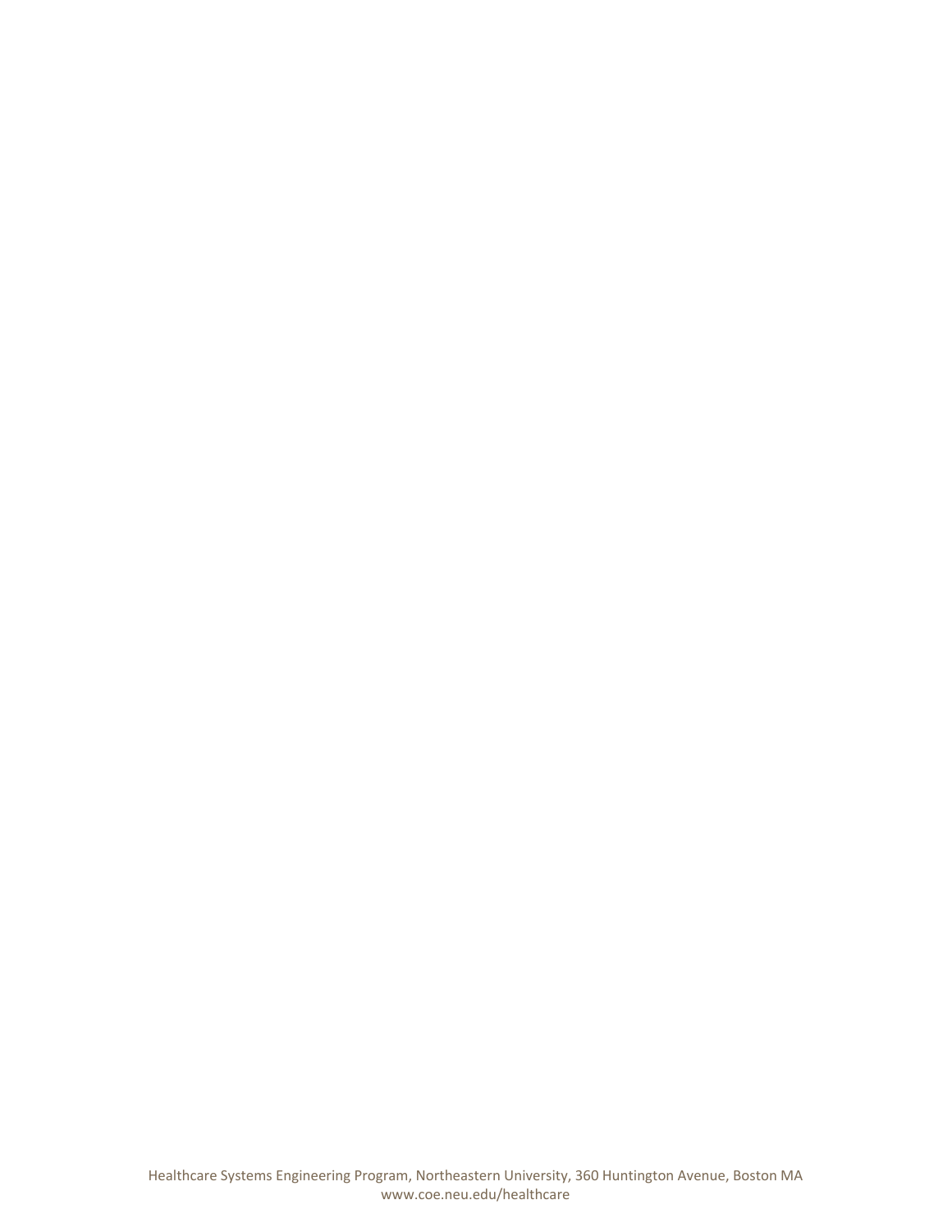Healthcare Systems Engineering Program, Northeastern University, 360 Huntington Avenue, Boston MA
www.coe.neu.edu/healthcare